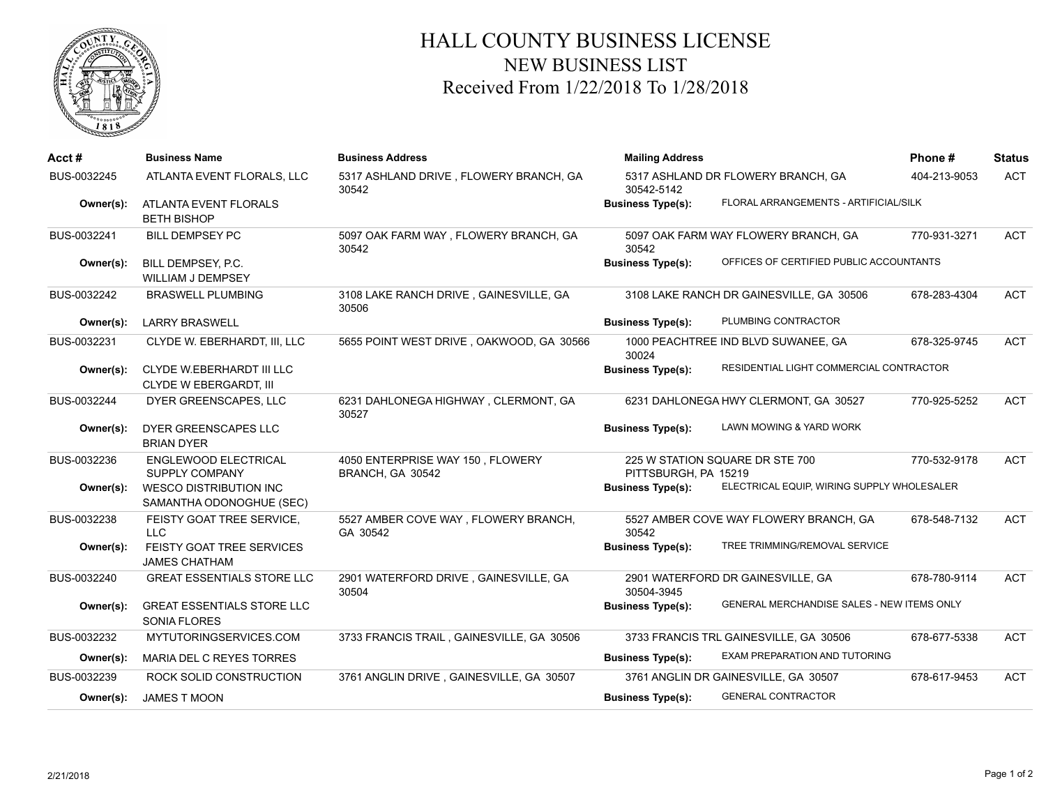# HALL COUNTY BUSINESS LICENSE
## NEW BUSINESS LIST
### Received From 1/22/2018 To 1/28/2018

| Acct # | Business Name | Business Address | Mailing Address | | Phone # | Status |
|---|---|---|---|---|---|---|
| BUS-0032245 | ATLANTA EVENT FLORALS, LLC | 5317 ASHLAND DRIVE , FLOWERY BRANCH, GA 30542 | 5317 ASHLAND DR FLOWERY BRANCH, GA 30542-5142 | | 404-213-9053 | ACT |
| **Owner(s):** | ATLANTA EVENT FLORALS<br>BETH BISHOP | | **Business Type(s):** | FLORAL ARRANGEMENTS - ARTIFICIAL/SILK | | |
| BUS-0032241 | BILL DEMPSEY PC | 5097 OAK FARM WAY , FLOWERY BRANCH, GA 30542 | 5097 OAK FARM WAY FLOWERY BRANCH, GA 30542 | | 770-931-3271 | ACT |
| **Owner(s):** | BILL DEMPSEY, P.C.<br>WILLIAM J DEMPSEY | | **Business Type(s):** | OFFICES OF CERTIFIED PUBLIC ACCOUNTANTS | | |
| BUS-0032242 | BRASWELL PLUMBING | 3108 LAKE RANCH DRIVE , GAINESVILLE, GA 30506 | 3108 LAKE RANCH DR GAINESVILLE, GA 30506 | | 678-283-4304 | ACT |
| **Owner(s):** | LARRY BRASWELL | | **Business Type(s):** | PLUMBING CONTRACTOR | | |
| BUS-0032231 | CLYDE W. EBERHARDT, III, LLC | 5655 POINT WEST DRIVE , OAKWOOD, GA 30566 | 1000 PEACHTREE IND BLVD SUWANEE, GA 30024 | | 678-325-9745 | ACT |
| **Owner(s):** | CLYDE W.EBERHARDT III LLC<br>CLYDE W EBERGARDT, III | | **Business Type(s):** | RESIDENTIAL LIGHT COMMERCIAL CONTRACTOR | | |
| BUS-0032244 | DYER GREENSCAPES, LLC | 6231 DAHLONEGA HIGHWAY , CLERMONT, GA 30527 | 6231 DAHLONEGA HWY CLERMONT, GA 30527 | | 770-925-5252 | ACT |
| **Owner(s):** | DYER GREENSCAPES LLC<br>BRIAN DYER | | **Business Type(s):** | LAWN MOWING & YARD WORK | | |
| BUS-0032236 | ENGLEWOOD ELECTRICAL SUPPLY COMPANY | 4050 ENTERPRISE WAY 150 , FLOWERY BRANCH, GA 30542 | 225 W STATION SQUARE DR STE 700 PITTSBURGH, PA 15219 | | 770-532-9178 | ACT |
| **Owner(s):** | WESCO DISTRIBUTION INC<br>SAMANTHA ODONOGHUE (SEC) | | **Business Type(s):** | ELECTRICAL EQUIP, WIRING SUPPLY WHOLESALER | | |
| BUS-0032238 | FEISTY GOAT TREE SERVICE, LLC | 5527 AMBER COVE WAY , FLOWERY BRANCH, GA 30542 | 5527 AMBER COVE WAY FLOWERY BRANCH, GA 30542 | | 678-548-7132 | ACT |
| **Owner(s):** | FEISTY GOAT TREE SERVICES<br>JAMES CHATHAM | | **Business Type(s):** | TREE TRIMMING/REMOVAL SERVICE | | |
| BUS-0032240 | GREAT ESSENTIALS STORE LLC | 2901 WATERFORD DRIVE , GAINESVILLE, GA 30504 | 2901 WATERFORD DR GAINESVILLE, GA 30504-3945 | | 678-780-9114 | ACT |
| **Owner(s):** | GREAT ESSENTIALS STORE LLC<br>SONIA FLORES | | **Business Type(s):** | GENERAL MERCHANDISE SALES - NEW ITEMS ONLY | | |
| BUS-0032232 | MYTUTORINGSERVICES.COM | 3733 FRANCIS TRAIL , GAINESVILLE, GA 30506 | 3733 FRANCIS TRL GAINESVILLE, GA 30506 | | 678-677-5338 | ACT |
| **Owner(s):** | MARIA DEL C REYES TORRES | | **Business Type(s):** | EXAM PREPARATION AND TUTORING | | |
| BUS-0032239 | ROCK SOLID CONSTRUCTION | 3761 ANGLIN DRIVE , GAINESVILLE, GA 30507 | 3761 ANGLIN DR GAINESVILLE, GA 30507 | | 678-617-9453 | ACT |
| **Owner(s):** | JAMES T MOON | | **Business Type(s):** | GENERAL CONTRACTOR | | |

2/21/2018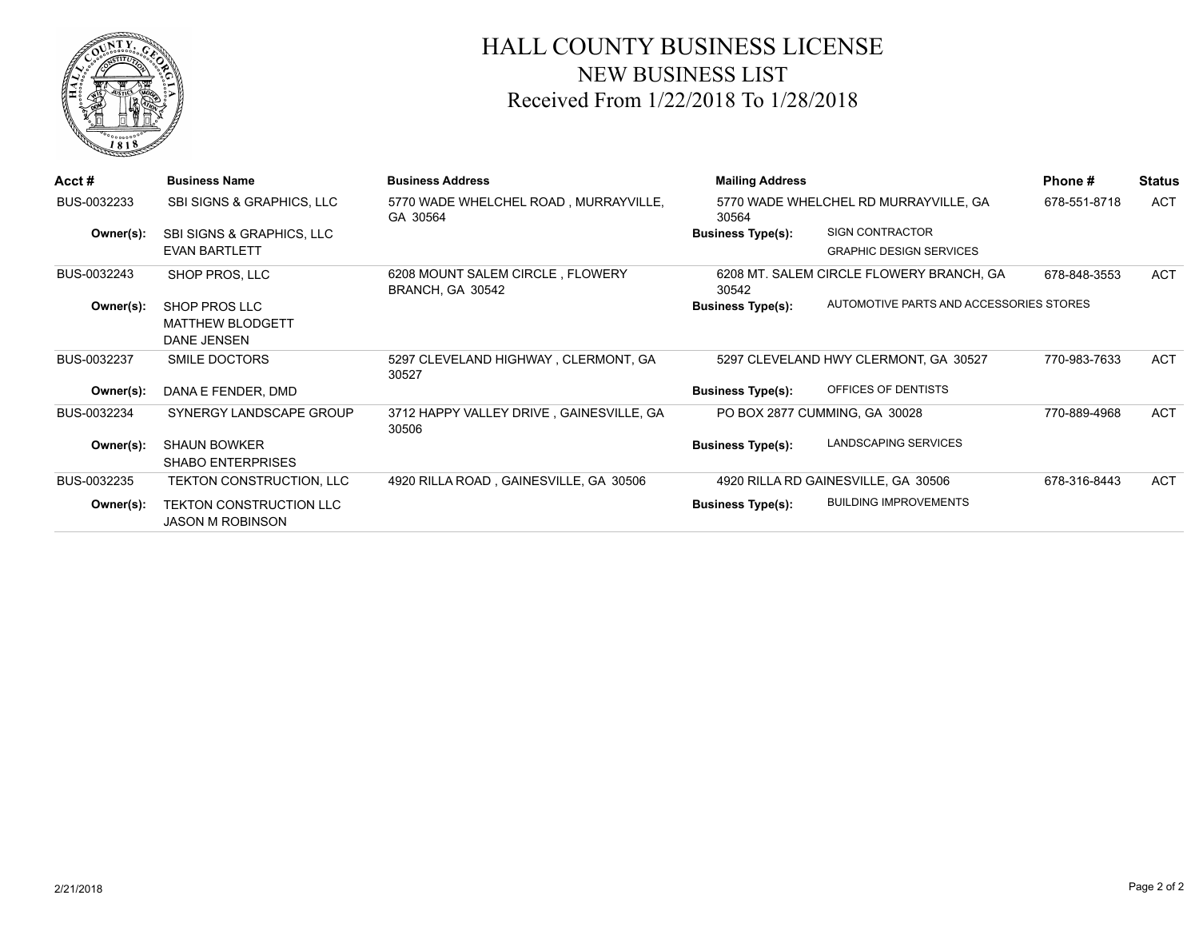# HALL COUNTY BUSINESS LICENSE
## NEW BUSINESS LIST
### Received From 1/22/2018 To 1/28/2018

| Acct # | Business Name | Business Address | Mailing Address | | Phone # | Status |
|---|---|---|---|---|---|---|
| BUS-0032233 | SBI SIGNS & GRAPHICS, LLC | 5770 WADE WHELCHEL ROAD , MURRAYVILLE, GA 30564 | 5770 WADE WHELCHEL RD MURRAYVILLE, GA 30564 | | 678-551-8718 | ACT |
| **Owner(s):** | SBI SIGNS & GRAPHICS, LLC<br>EVAN BARTLETT | | **Business Type(s):** | SIGN CONTRACTOR<br>GRAPHIC DESIGN SERVICES | | |
| BUS-0032243 | SHOP PROS, LLC | 6208 MOUNT SALEM CIRCLE , FLOWERY BRANCH, GA 30542 | 6208 MT. SALEM CIRCLE FLOWERY BRANCH, GA 30542 | | 678-848-3553 | ACT |
| **Owner(s):** | SHOP PROS LLC<br>MATTHEW BLODGETT<br>DANE JENSEN | | **Business Type(s):** | AUTOMOTIVE PARTS AND ACCESSORIES STORES | | |
| BUS-0032237 | SMILE DOCTORS | 5297 CLEVELAND HIGHWAY , CLERMONT, GA 30527 | 5297 CLEVELAND HWY CLERMONT, GA 30527 | | 770-983-7633 | ACT |
| **Owner(s):** | DANA E FENDER, DMD | | **Business Type(s):** | OFFICES OF DENTISTS | | |
| BUS-0032234 | SYNERGY LANDSCAPE GROUP | 3712 HAPPY VALLEY DRIVE , GAINESVILLE, GA 30506 | PO BOX 2877 CUMMING, GA 30028 | | 770-889-4968 | ACT |
| **Owner(s):** | SHAUN BOWKER<br>SHABO ENTERPRISES | | **Business Type(s):** | LANDSCAPING SERVICES | | |
| BUS-0032235 | TEKTON CONSTRUCTION, LLC | 4920 RILLA ROAD , GAINESVILLE, GA 30506 | 4920 RILLA RD GAINESVILLE, GA 30506 | | 678-316-8443 | ACT |
| **Owner(s):** | TEKTON CONSTRUCTION LLC<br>JASON M ROBINSON | | **Business Type(s):** | BUILDING IMPROVEMENTS | | |

2/21/2018